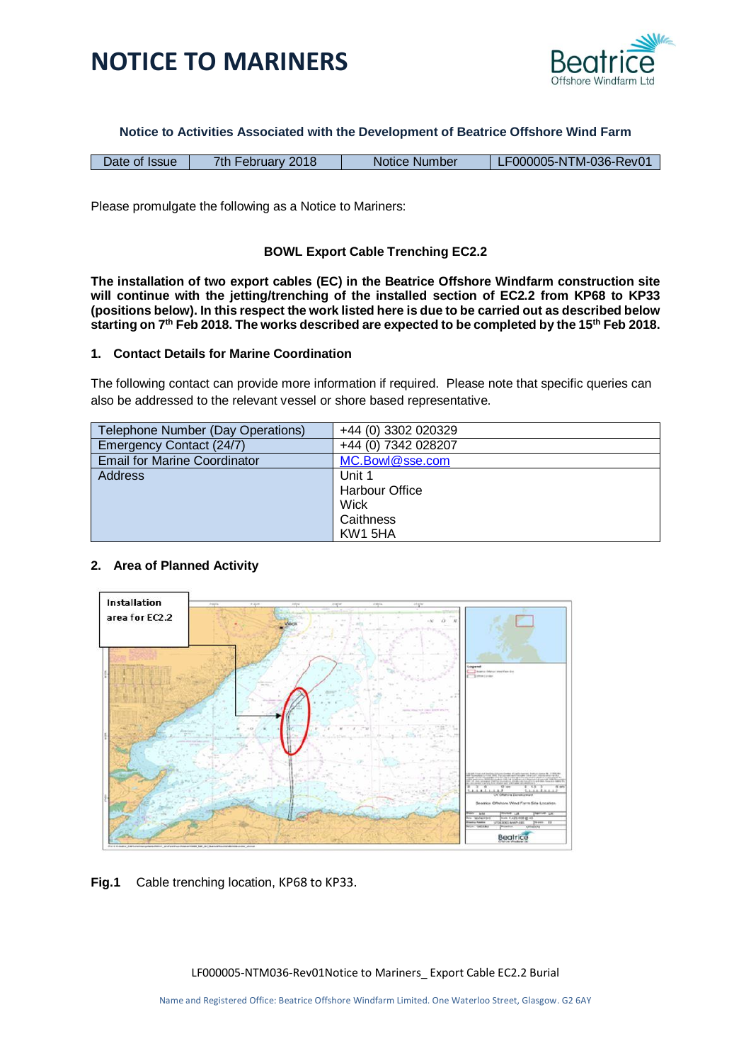# NOTICE TO MARINERS

**Notice to Activities Associated with the Development of Beatrice Offshore Wind Farm**

| Date of Issue | 7th February 2018 | Notice Number | LF000005-NTM-036-Rev01 |
|---|---|---|---|

Please promulgate the following as a Notice to Mariners:

**BOWL Export Cable Trenching EC2.2**

**The installation of two export cables (EC) in the Beatrice Offshore Windfarm construction site will continue with the jetting/trenching of the installed section of EC2.2 from KP68 to KP33 (positions below). In this respect the work listed here is due to be carried out as described below starting on 7th Feb 2018. The works described are expected to be completed by the 15th Feb 2018.**

## 1. Contact Details for Marine Coordination

The following contact can provide more information if required. Please note that specific queries can also be addressed to the relevant vessel or shore based representative.

| | |
|---|---|
| Telephone Number (Day Operations) | +44 (0) 3302 020329 |
| Emergency Contact (24/7) | +44 (0) 7342 028207 |
| Email for Marine Coordinator | MC.Bowl@sse.com |
| Address | Unit 1<br>Harbour Office<br>Wick<br>Caithness<br>KW1 5HA |

## 2. Area of Planned Activity

**Fig.1** Cable trenching location, KP68 to KP33.

LF000005-NTM036-Rev01Notice to Mariners_ Export Cable EC2.2 Burial

Name and Registered Office: Beatrice Offshore Windfarm Limited. One Waterloo Street, Glasgow. G2 6AY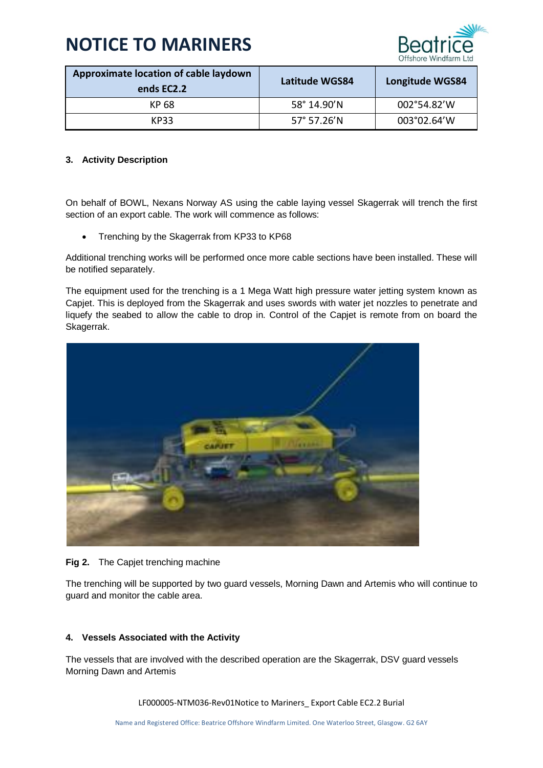# NOTICE TO MARINERS

| Approximate location of cable laydown ends EC2.2 | Latitude WGS84 | Longitude WGS84 |
|---|---|---|
| KP 68 | 58° 14.90'N | 002°54.82'W |
| KP33 | 57° 57.26'N | 003°02.64'W |

#### 3. Activity Description

On behalf of BOWL, Nexans Norway AS using the cable laying vessel Skagerrak will trench the first section of an export cable. The work will commence as follows:

- Trenching by the Skagerrak from KP33 to KP68

Additional trenching works will be performed once more cable sections have been installed. These will be notified separately.

The equipment used for the trenching is a 1 Mega Watt high pressure water jetting system known as Capjet. This is deployed from the Skagerrak and uses swords with water jet nozzles to penetrate and liquefy the seabed to allow the cable to drop in. Control of the Capjet is remote from on board the Skagerrak.

**Fig 2.** The Capjet trenching machine

The trenching will be supported by two guard vessels, Morning Dawn and Artemis who will continue to guard and monitor the cable area.

#### 4. Vessels Associated with the Activity

The vessels that are involved with the described operation are the Skagerrak, DSV guard vessels Morning Dawn and Artemis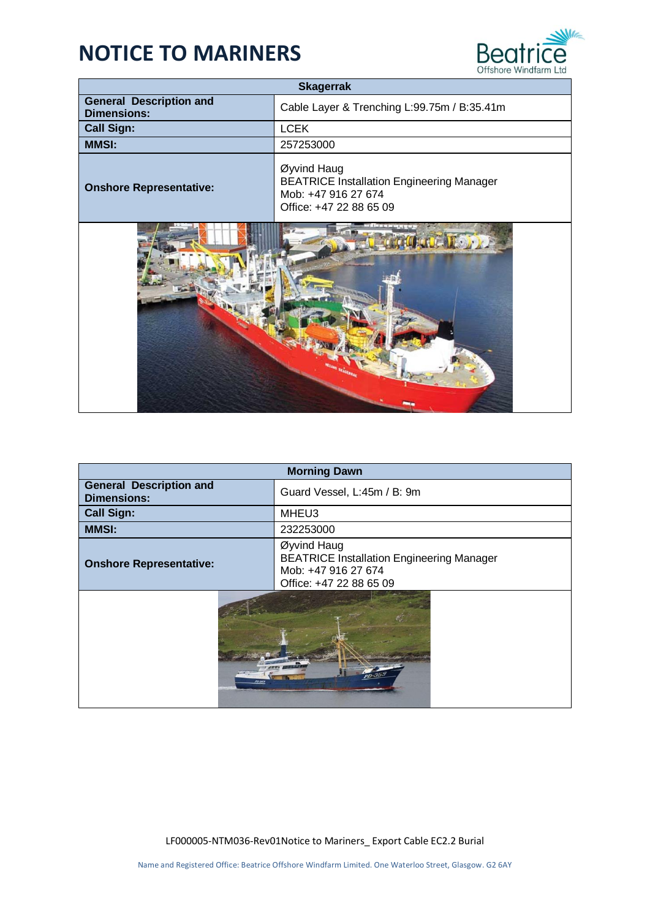# NOTICE TO MARINERS

| Skagerrak | |
|---|---|
| **General Description and Dimensions:** | Cable Layer & Trenching L:99.75m / B:35.41m |
| **Call Sign:** | LCEK |
| **MMSI:** | 257253000 |
| **Onshore Representative:** | Øyvind Haug<br>BEATRICE Installation Engineering Manager<br>Mob: +47 916 27 674<br>Office: +47 22 88 65 09 |

| Morning Dawn | |
|---|---|
| **General Description and Dimensions:** | Guard Vessel, L:45m / B: 9m |
| **Call Sign:** | MHEU3 |
| **MMSI:** | 232253000 |
| **Onshore Representative:** | Øyvind Haug<br>BEATRICE Installation Engineering Manager<br>Mob: +47 916 27 674<br>Office: +47 22 88 65 09 |

LF000005-NTM036-Rev01Notice to Mariners_ Export Cable EC2.2 Burial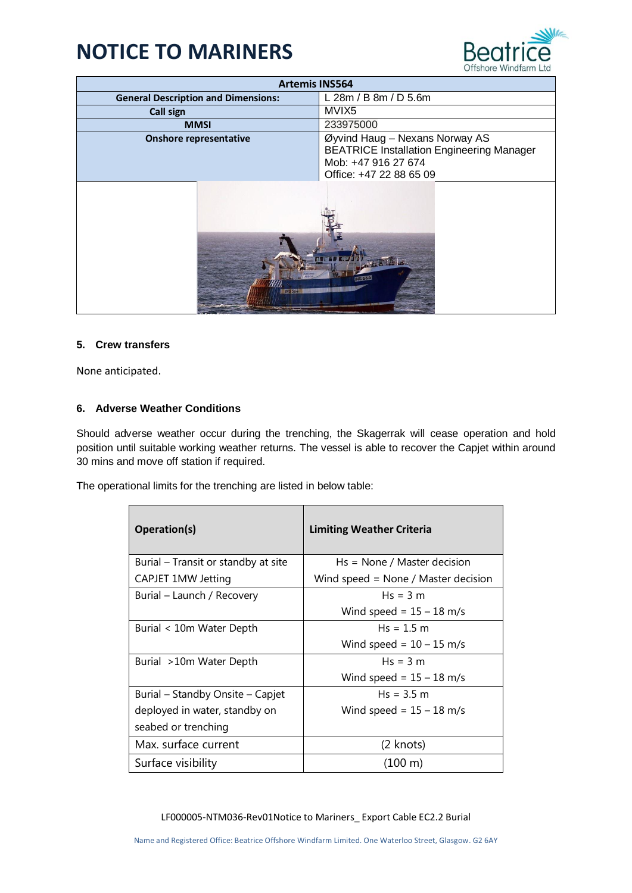# NOTICE TO MARINERS

| Artemis INS564 | |
|---|---|
| **General Description and Dimensions:** | L 28m / B 8m / D 5.6m |
| **Call sign** | MVIX5 |
| **MMSI** | 233975000 |
| **Onshore representative** | Øyvind Haug – Nexans Norway AS<br>BEATRICE Installation Engineering Manager<br>Mob: +47 916 27 674<br>Office: +47 22 88 65 09 |

### 5. Crew transfers

None anticipated.

### 6. Adverse Weather Conditions

Should adverse weather occur during the trenching, the Skagerrak will cease operation and hold position until suitable working weather returns. The vessel is able to recover the Capjet within around 30 mins and move off station if required.

The operational limits for the trenching are listed in below table:

| Operation(s) | Limiting Weather Criteria |
|---|---|
| Burial – Transit or standby at site<br>CAPJET 1MW Jetting | Hs = None / Master decision<br>Wind speed = None / Master decision |
| Burial – Launch / Recovery | Hs = 3 m<br>Wind speed = 15 – 18 m/s |
| Burial < 10m Water Depth | Hs = 1.5 m<br>Wind speed = 10 – 15 m/s |
| Burial >10m Water Depth | Hs = 3 m<br>Wind speed = 15 – 18 m/s |
| Burial – Standby Onsite – Capjet deployed in water, standby on seabed or trenching | Hs = 3.5 m<br>Wind speed = 15 – 18 m/s |
| Max. surface current | (2 knots) |
| Surface visibility | (100 m) |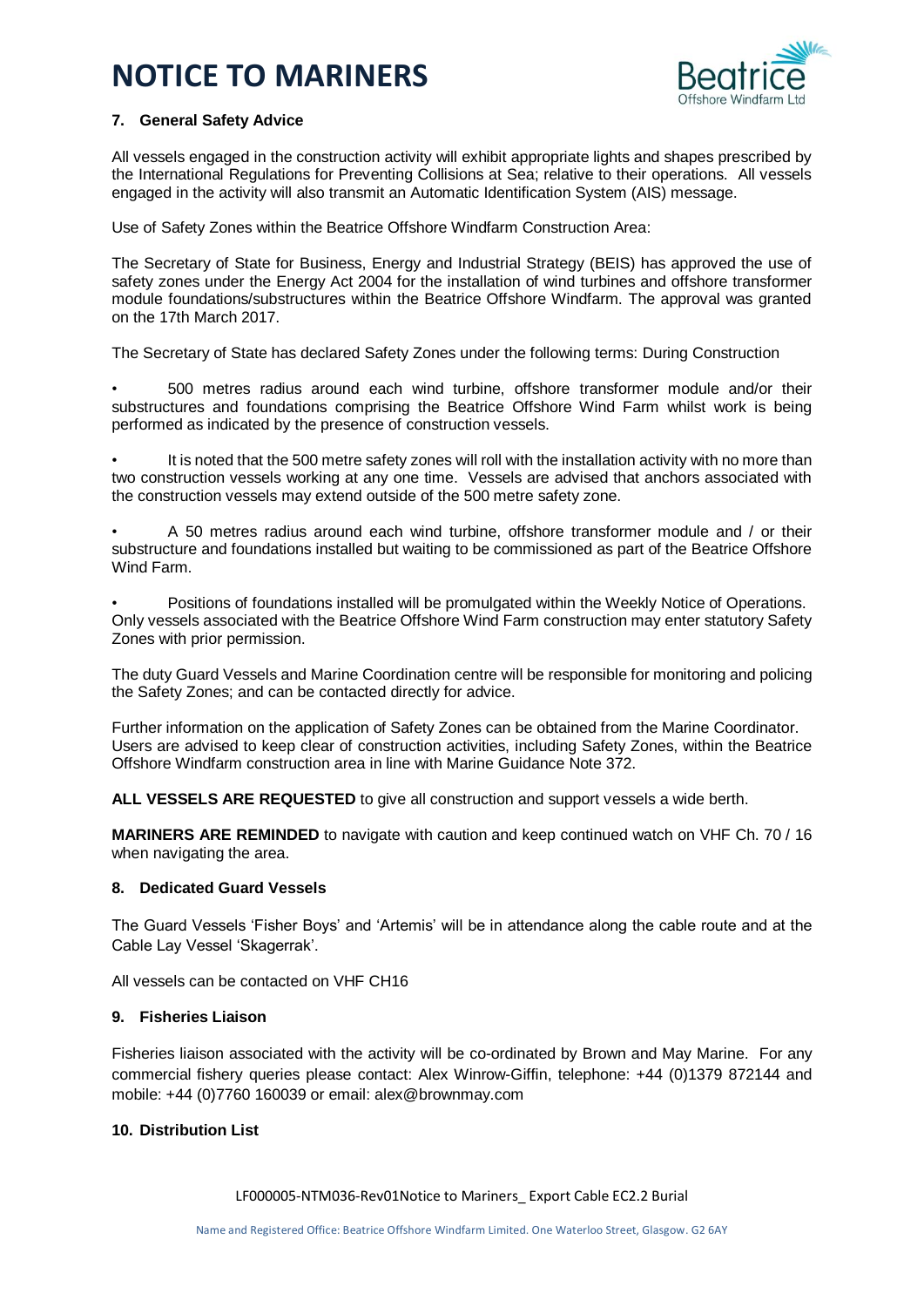### 7. General Safety Advice

All vessels engaged in the construction activity will exhibit appropriate lights and shapes prescribed by the International Regulations for Preventing Collisions at Sea; relative to their operations. All vessels engaged in the activity will also transmit an Automatic Identification System (AIS) message.

Use of Safety Zones within the Beatrice Offshore Windfarm Construction Area:

The Secretary of State for Business, Energy and Industrial Strategy (BEIS) has approved the use of safety zones under the Energy Act 2004 for the installation of wind turbines and offshore transformer module foundations/substructures within the Beatrice Offshore Windfarm. The approval was granted on the 17th March 2017.

The Secretary of State has declared Safety Zones under the following terms: During Construction

- 500 metres radius around each wind turbine, offshore transformer module and/or their substructures and foundations comprising the Beatrice Offshore Wind Farm whilst work is being performed as indicated by the presence of construction vessels.
- It is noted that the 500 metre safety zones will roll with the installation activity with no more than two construction vessels working at any one time. Vessels are advised that anchors associated with the construction vessels may extend outside of the 500 metre safety zone.
- A 50 metres radius around each wind turbine, offshore transformer module and / or their substructure and foundations installed but waiting to be commissioned as part of the Beatrice Offshore Wind Farm.
- Positions of foundations installed will be promulgated within the Weekly Notice of Operations. Only vessels associated with the Beatrice Offshore Wind Farm construction may enter statutory Safety Zones with prior permission.

The duty Guard Vessels and Marine Coordination centre will be responsible for monitoring and policing the Safety Zones; and can be contacted directly for advice.

Further information on the application of Safety Zones can be obtained from the Marine Coordinator. Users are advised to keep clear of construction activities, including Safety Zones, within the Beatrice Offshore Windfarm construction area in line with Marine Guidance Note 372.

**ALL VESSELS ARE REQUESTED** to give all construction and support vessels a wide berth.

**MARINERS ARE REMINDED** to navigate with caution and keep continued watch on VHF Ch. 70 / 16 when navigating the area.

### 8. Dedicated Guard Vessels

The Guard Vessels 'Fisher Boys' and 'Artemis' will be in attendance along the cable route and at the Cable Lay Vessel 'Skagerrak'.

All vessels can be contacted on VHF CH16

### 9. Fisheries Liaison

Fisheries liaison associated with the activity will be co-ordinated by Brown and May Marine. For any commercial fishery queries please contact: Alex Winrow-Giffin, telephone: +44 (0)1379 872144 and mobile: +44 (0)7760 160039 or email: alex@brownmay.com

### 10. Distribution List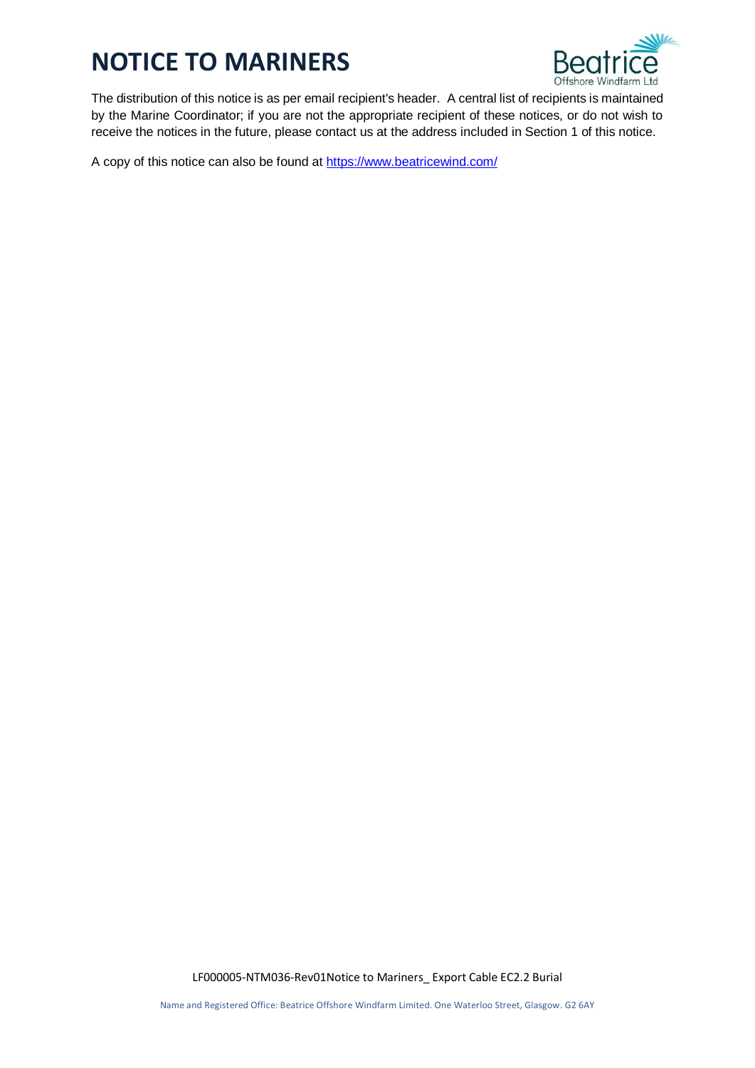# NOTICE TO MARINERS

The distribution of this notice is as per email recipient's header. A central list of recipients is maintained by the Marine Coordinator; if you are not the appropriate recipient of these notices, or do not wish to receive the notices in the future, please contact us at the address included in Section 1 of this notice.

A copy of this notice can also be found at https://www.beatricewind.com/